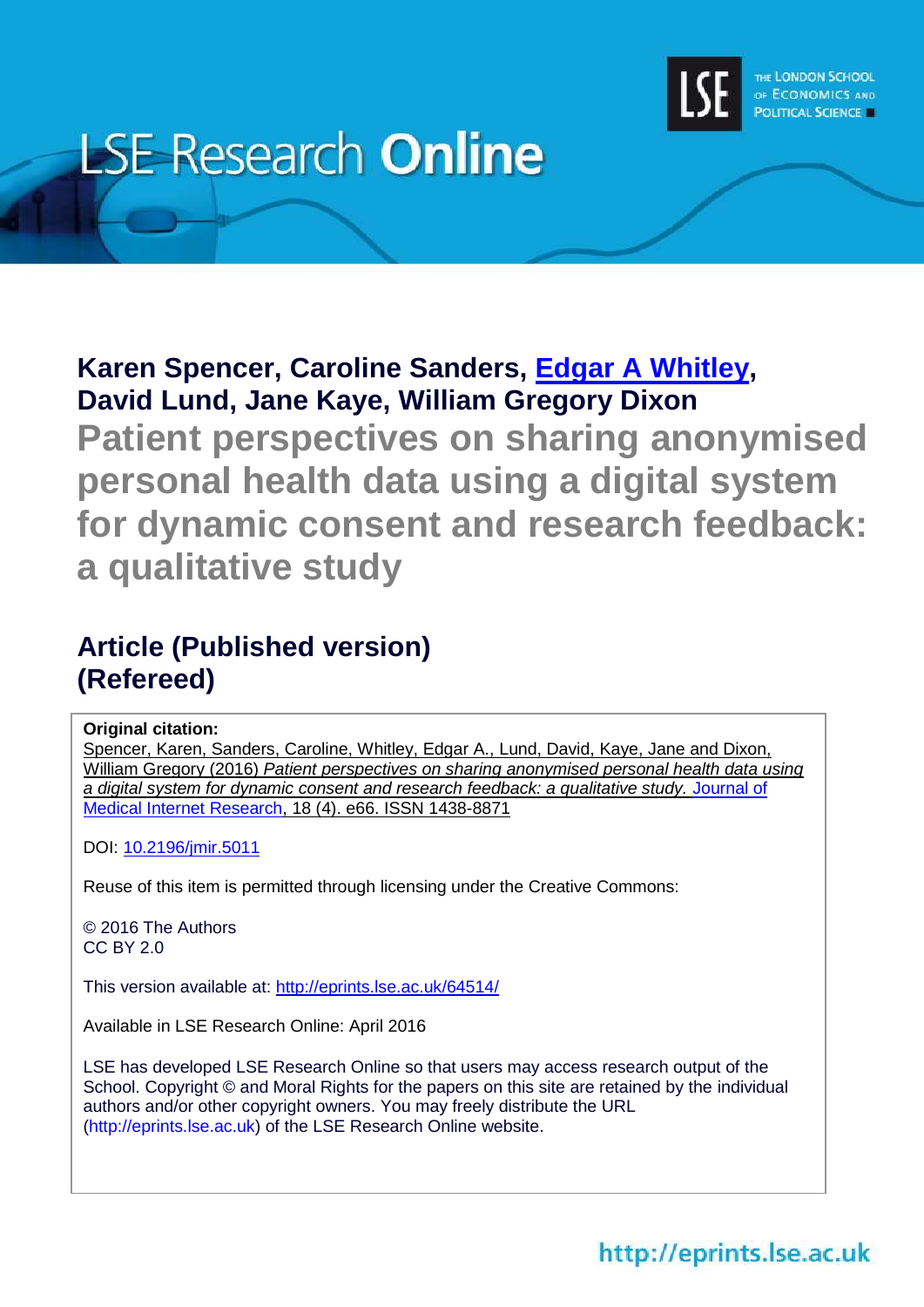# LSE Research Online

**Karen Spencer, Caroline Sanders, Edgar A Whitley, David Lund, Jane Kaye, William Gregory Dixon**

## Patient perspectives on sharing anonymised personal health data using a digital system for dynamic consent and research feedback: a qualitative study

### Article (Published version) (Refereed)

**Original citation:**
Spencer, Karen, Sanders, Caroline, Whitley, Edgar A., Lund, David, Kaye, Jane and Dixon, William Gregory (2016) *Patient perspectives on sharing anonymised personal health data using a digital system for dynamic consent and research feedback: a qualitative study.* Journal of Medical Internet Research, 18 (4). e66. ISSN 1438-8871

DOI: 10.2196/jmir.5011

Reuse of this item is permitted through licensing under the Creative Commons:

© 2016 The Authors
CC BY 2.0

This version available at: http://eprints.lse.ac.uk/64514/

Available in LSE Research Online: April 2016

LSE has developed LSE Research Online so that users may access research output of the School. Copyright © and Moral Rights for the papers on this site are retained by the individual authors and/or other copyright owners. You may freely distribute the URL (http://eprints.lse.ac.uk) of the LSE Research Online website.

http://eprints.lse.ac.uk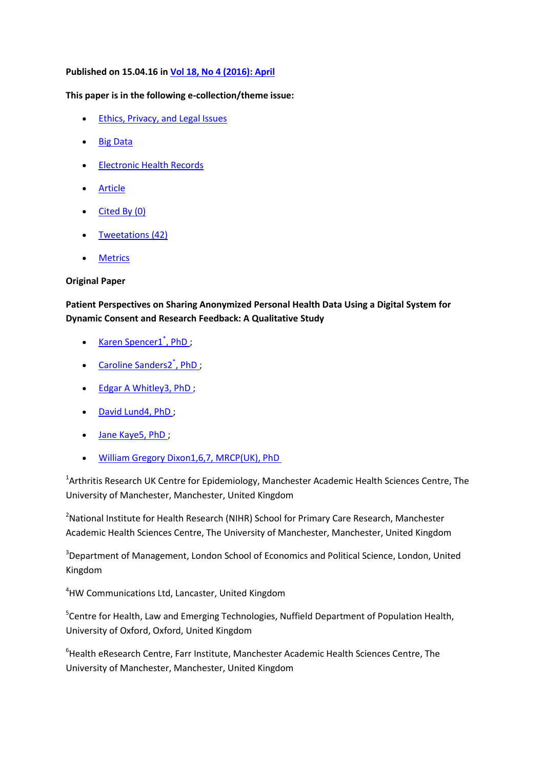**Published on 15.04.16 in Vol 18, No 4 (2016): April**

**This paper is in the following e-collection/theme issue:**

- Ethics, Privacy, and Legal Issues
- Big Data
- Electronic Health Records
- Article
- Cited By (0)
- Tweetations (42)
- Metrics

**Original Paper**

**Patient Perspectives on Sharing Anonymized Personal Health Data Using a Digital System for Dynamic Consent and Research Feedback: A Qualitative Study**

- Karen Spencer[1*], PhD ;
- Caroline Sanders[2*], PhD ;
- Edgar A Whitley[3], PhD ;
- David Lund[4], PhD ;
- Jane Kaye[5], PhD ;
- William Gregory Dixon[1,6,7], MRCP(UK), PhD

[1]Arthritis Research UK Centre for Epidemiology, Manchester Academic Health Sciences Centre, The University of Manchester, Manchester, United Kingdom

[2]National Institute for Health Research (NIHR) School for Primary Care Research, Manchester Academic Health Sciences Centre, The University of Manchester, Manchester, United Kingdom

[3]Department of Management, London School of Economics and Political Science, London, United Kingdom

[4]HW Communications Ltd, Lancaster, United Kingdom

[5]Centre for Health, Law and Emerging Technologies, Nuffield Department of Population Health, University of Oxford, Oxford, United Kingdom

[6]Health eResearch Centre, Farr Institute, Manchester Academic Health Sciences Centre, The University of Manchester, Manchester, United Kingdom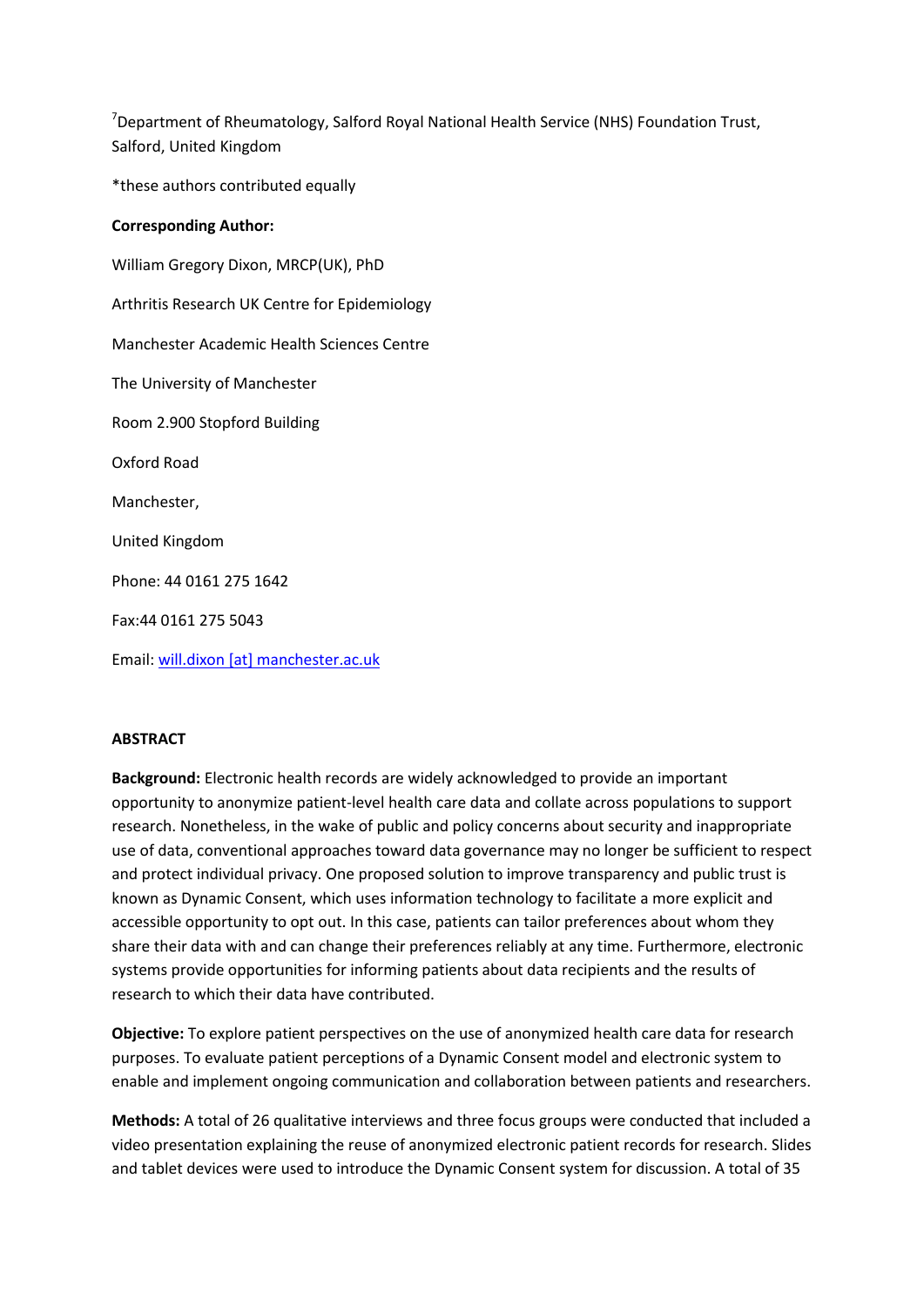[7]Department of Rheumatology, Salford Royal National Health Service (NHS) Foundation Trust, Salford, United Kingdom

*these authors contributed equally

**Corresponding Author:**

William Gregory Dixon, MRCP(UK), PhD

Arthritis Research UK Centre for Epidemiology

Manchester Academic Health Sciences Centre

The University of Manchester

Room 2.900 Stopford Building

Oxford Road

Manchester,

United Kingdom

Phone: 44 0161 275 1642

Fax:44 0161 275 5043

Email: will.dixon [at] manchester.ac.uk

**ABSTRACT**

**Background:** Electronic health records are widely acknowledged to provide an important opportunity to anonymize patient-level health care data and collate across populations to support research. Nonetheless, in the wake of public and policy concerns about security and inappropriate use of data, conventional approaches toward data governance may no longer be sufficient to respect and protect individual privacy. One proposed solution to improve transparency and public trust is known as Dynamic Consent, which uses information technology to facilitate a more explicit and accessible opportunity to opt out. In this case, patients can tailor preferences about whom they share their data with and can change their preferences reliably at any time. Furthermore, electronic systems provide opportunities for informing patients about data recipients and the results of research to which their data have contributed.

**Objective:** To explore patient perspectives on the use of anonymized health care data for research purposes. To evaluate patient perceptions of a Dynamic Consent model and electronic system to enable and implement ongoing communication and collaboration between patients and researchers.

**Methods:** A total of 26 qualitative interviews and three focus groups were conducted that included a video presentation explaining the reuse of anonymized electronic patient records for research. Slides and tablet devices were used to introduce the Dynamic Consent system for discussion. A total of 35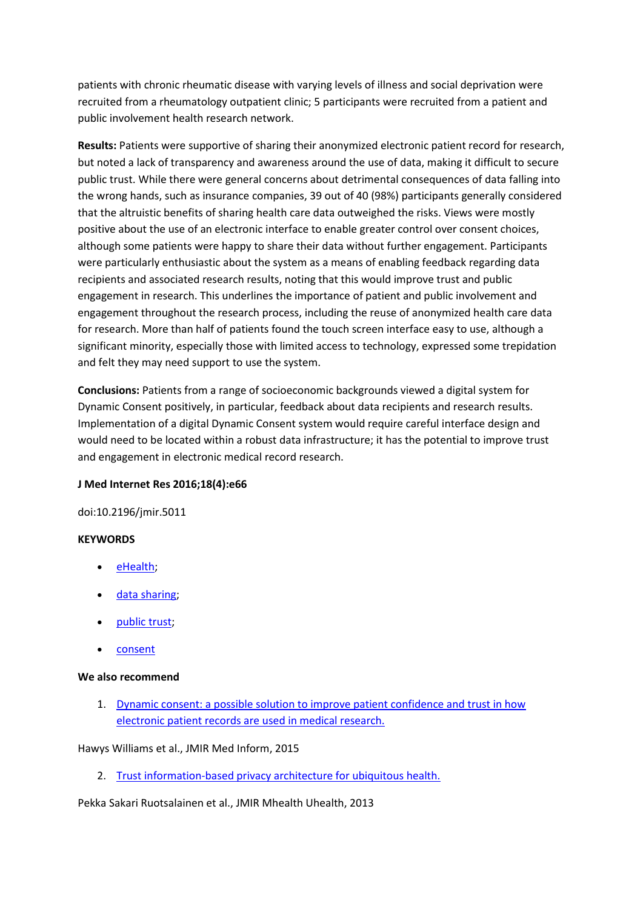patients with chronic rheumatic disease with varying levels of illness and social deprivation were recruited from a rheumatology outpatient clinic; 5 participants were recruited from a patient and public involvement health research network.

**Results:** Patients were supportive of sharing their anonymized electronic patient record for research, but noted a lack of transparency and awareness around the use of data, making it difficult to secure public trust. While there were general concerns about detrimental consequences of data falling into the wrong hands, such as insurance companies, 39 out of 40 (98%) participants generally considered that the altruistic benefits of sharing health care data outweighed the risks. Views were mostly positive about the use of an electronic interface to enable greater control over consent choices, although some patients were happy to share their data without further engagement. Participants were particularly enthusiastic about the system as a means of enabling feedback regarding data recipients and associated research results, noting that this would improve trust and public engagement in research. This underlines the importance of patient and public involvement and engagement throughout the research process, including the reuse of anonymized health care data for research. More than half of patients found the touch screen interface easy to use, although a significant minority, especially those with limited access to technology, expressed some trepidation and felt they may need support to use the system.

**Conclusions:** Patients from a range of socioeconomic backgrounds viewed a digital system for Dynamic Consent positively, in particular, feedback about data recipients and research results. Implementation of a digital Dynamic Consent system would require careful interface design and would need to be located within a robust data infrastructure; it has the potential to improve trust and engagement in electronic medical record research.

**J Med Internet Res 2016;18(4):e66**

doi:10.2196/jmir.5011

**KEYWORDS**

- eHealth;
- data sharing;
- public trust;
- consent

**We also recommend**

1. Dynamic consent: a possible solution to improve patient confidence and trust in how electronic patient records are used in medical research.

Hawys Williams et al., JMIR Med Inform, 2015

2. Trust information-based privacy architecture for ubiquitous health.

Pekka Sakari Ruotsalainen et al., JMIR Mhealth Uhealth, 2013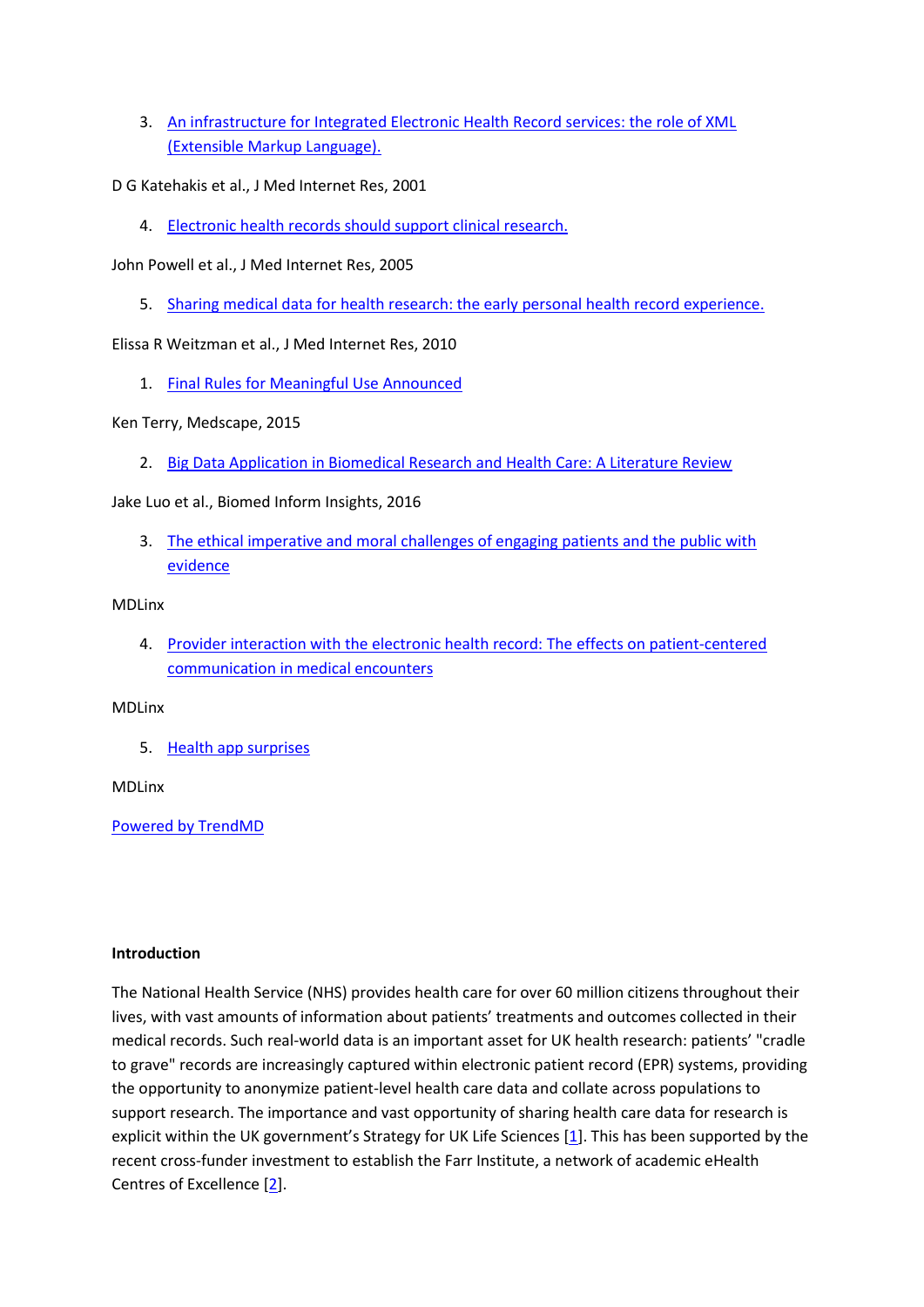3. An infrastructure for Integrated Electronic Health Record services: the role of XML (Extensible Markup Language).

D G Katehakis et al., J Med Internet Res, 2001

4. Electronic health records should support clinical research.

John Powell et al., J Med Internet Res, 2005

5. Sharing medical data for health research: the early personal health record experience.

Elissa R Weitzman et al., J Med Internet Res, 2010

1. Final Rules for Meaningful Use Announced

Ken Terry, Medscape, 2015

2. Big Data Application in Biomedical Research and Health Care: A Literature Review

Jake Luo et al., Biomed Inform Insights, 2016

3. The ethical imperative and moral challenges of engaging patients and the public with evidence

MDLinx

4. Provider interaction with the electronic health record: The effects on patient-centered communication in medical encounters

MDLinx

5. Health app surprises

MDLinx

Powered by TrendMD

**Introduction**

The National Health Service (NHS) provides health care for over 60 million citizens throughout their lives, with vast amounts of information about patients' treatments and outcomes collected in their medical records. Such real-world data is an important asset for UK health research: patients' "cradle to grave" records are increasingly captured within electronic patient record (EPR) systems, providing the opportunity to anonymize patient-level health care data and collate across populations to support research. The importance and vast opportunity of sharing health care data for research is explicit within the UK government's Strategy for UK Life Sciences [1]. This has been supported by the recent cross-funder investment to establish the Farr Institute, a network of academic eHealth Centres of Excellence [2].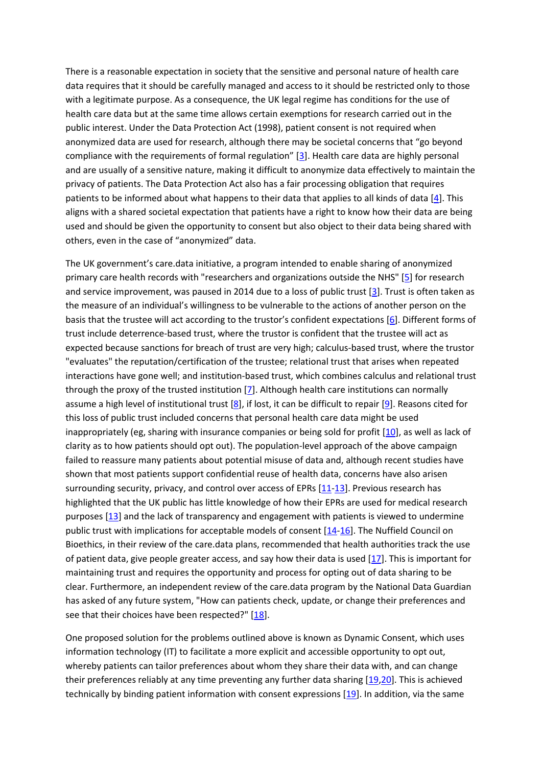There is a reasonable expectation in society that the sensitive and personal nature of health care data requires that it should be carefully managed and access to it should be restricted only to those with a legitimate purpose. As a consequence, the UK legal regime has conditions for the use of health care data but at the same time allows certain exemptions for research carried out in the public interest. Under the Data Protection Act (1998), patient consent is not required when anonymized data are used for research, although there may be societal concerns that "go beyond compliance with the requirements of formal regulation" [3]. Health care data are highly personal and are usually of a sensitive nature, making it difficult to anonymize data effectively to maintain the privacy of patients. The Data Protection Act also has a fair processing obligation that requires patients to be informed about what happens to their data that applies to all kinds of data [4]. This aligns with a shared societal expectation that patients have a right to know how their data are being used and should be given the opportunity to consent but also object to their data being shared with others, even in the case of "anonymized" data.

The UK government's care.data initiative, a program intended to enable sharing of anonymized primary care health records with "researchers and organizations outside the NHS" [5] for research and service improvement, was paused in 2014 due to a loss of public trust [3]. Trust is often taken as the measure of an individual's willingness to be vulnerable to the actions of another person on the basis that the trustee will act according to the trustor's confident expectations [6]. Different forms of trust include deterrence-based trust, where the trustor is confident that the trustee will act as expected because sanctions for breach of trust are very high; calculus-based trust, where the trustor "evaluates" the reputation/certification of the trustee; relational trust that arises when repeated interactions have gone well; and institution-based trust, which combines calculus and relational trust through the proxy of the trusted institution [7]. Although health care institutions can normally assume a high level of institutional trust [8], if lost, it can be difficult to repair [9]. Reasons cited for this loss of public trust included concerns that personal health care data might be used inappropriately (eg, sharing with insurance companies or being sold for profit [10], as well as lack of clarity as to how patients should opt out). The population-level approach of the above campaign failed to reassure many patients about potential misuse of data and, although recent studies have shown that most patients support confidential reuse of health data, concerns have also arisen surrounding security, privacy, and control over access of EPRs [11-13]. Previous research has highlighted that the UK public has little knowledge of how their EPRs are used for medical research purposes [13] and the lack of transparency and engagement with patients is viewed to undermine public trust with implications for acceptable models of consent [14-16]. The Nuffield Council on Bioethics, in their review of the care.data plans, recommended that health authorities track the use of patient data, give people greater access, and say how their data is used [17]. This is important for maintaining trust and requires the opportunity and process for opting out of data sharing to be clear. Furthermore, an independent review of the care.data program by the National Data Guardian has asked of any future system, "How can patients check, update, or change their preferences and see that their choices have been respected?" [18].

One proposed solution for the problems outlined above is known as Dynamic Consent, which uses information technology (IT) to facilitate a more explicit and accessible opportunity to opt out, whereby patients can tailor preferences about whom they share their data with, and can change their preferences reliably at any time preventing any further data sharing [19,20]. This is achieved technically by binding patient information with consent expressions [19]. In addition, via the same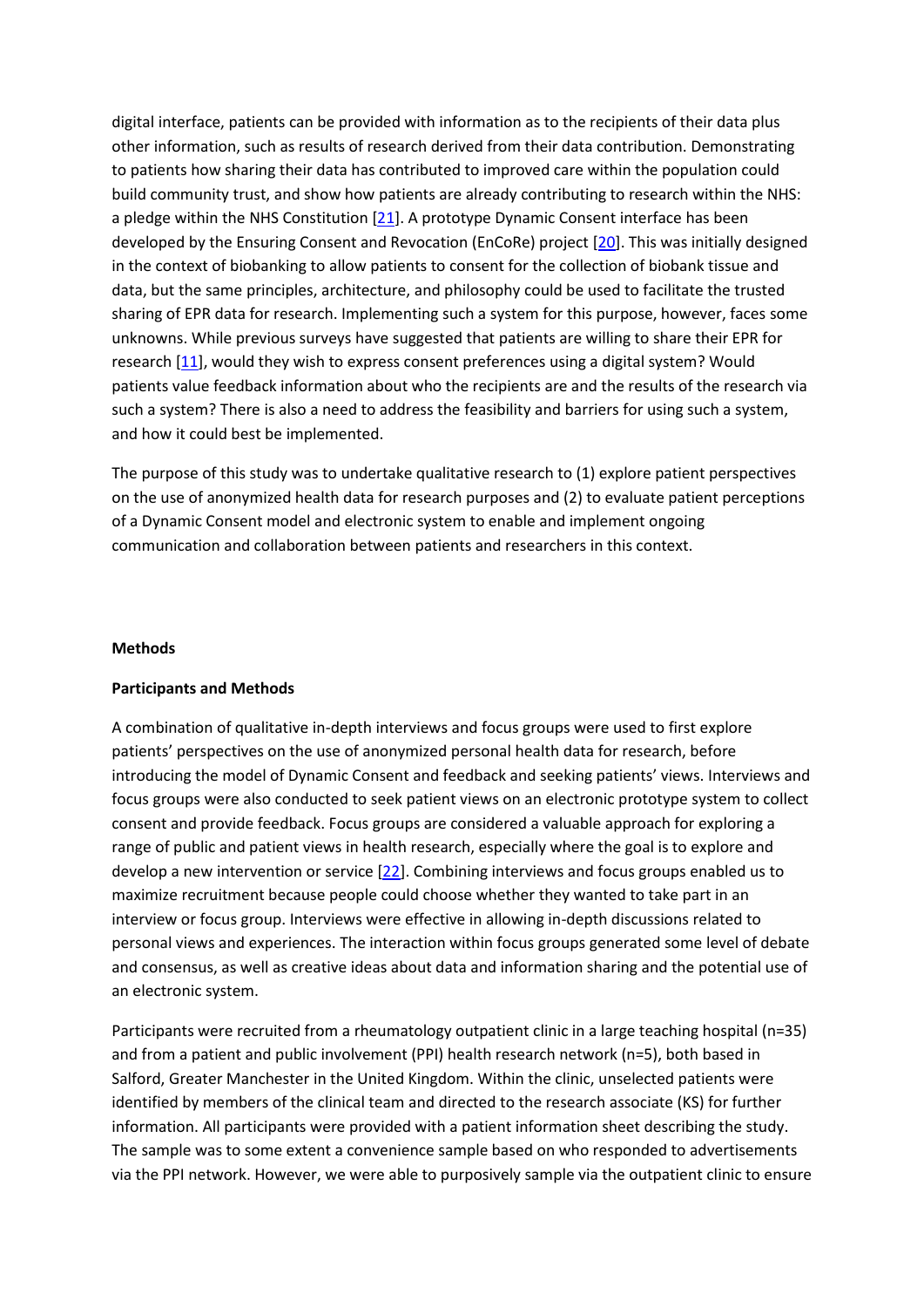digital interface, patients can be provided with information as to the recipients of their data plus other information, such as results of research derived from their data contribution. Demonstrating to patients how sharing their data has contributed to improved care within the population could build community trust, and show how patients are already contributing to research within the NHS: a pledge within the NHS Constitution [21]. A prototype Dynamic Consent interface has been developed by the Ensuring Consent and Revocation (EnCoRe) project [20]. This was initially designed in the context of biobanking to allow patients to consent for the collection of biobank tissue and data, but the same principles, architecture, and philosophy could be used to facilitate the trusted sharing of EPR data for research. Implementing such a system for this purpose, however, faces some unknowns. While previous surveys have suggested that patients are willing to share their EPR for research [11], would they wish to express consent preferences using a digital system? Would patients value feedback information about who the recipients are and the results of the research via such a system? There is also a need to address the feasibility and barriers for using such a system, and how it could best be implemented.

The purpose of this study was to undertake qualitative research to (1) explore patient perspectives on the use of anonymized health data for research purposes and (2) to evaluate patient perceptions of a Dynamic Consent model and electronic system to enable and implement ongoing communication and collaboration between patients and researchers in this context.

## Methods

### Participants and Methods

A combination of qualitative in-depth interviews and focus groups were used to first explore patients' perspectives on the use of anonymized personal health data for research, before introducing the model of Dynamic Consent and feedback and seeking patients' views. Interviews and focus groups were also conducted to seek patient views on an electronic prototype system to collect consent and provide feedback. Focus groups are considered a valuable approach for exploring a range of public and patient views in health research, especially where the goal is to explore and develop a new intervention or service [22]. Combining interviews and focus groups enabled us to maximize recruitment because people could choose whether they wanted to take part in an interview or focus group. Interviews were effective in allowing in-depth discussions related to personal views and experiences. The interaction within focus groups generated some level of debate and consensus, as well as creative ideas about data and information sharing and the potential use of an electronic system.

Participants were recruited from a rheumatology outpatient clinic in a large teaching hospital (n=35) and from a patient and public involvement (PPI) health research network (n=5), both based in Salford, Greater Manchester in the United Kingdom. Within the clinic, unselected patients were identified by members of the clinical team and directed to the research associate (KS) for further information. All participants were provided with a patient information sheet describing the study. The sample was to some extent a convenience sample based on who responded to advertisements via the PPI network. However, we were able to purposively sample via the outpatient clinic to ensure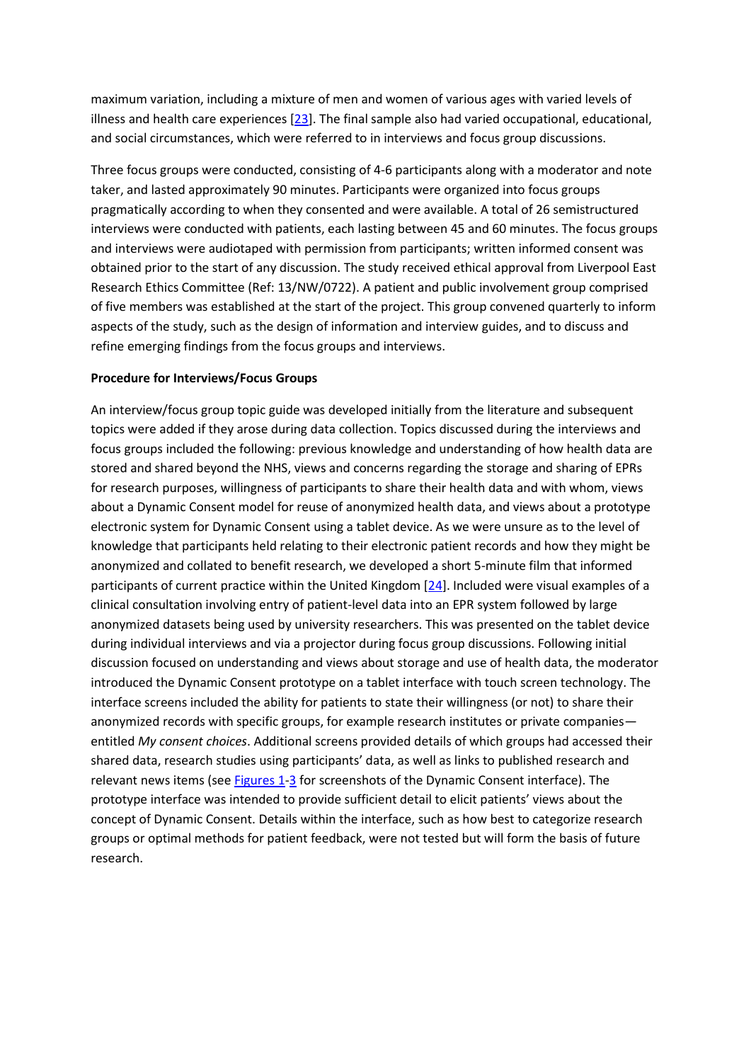maximum variation, including a mixture of men and women of various ages with varied levels of illness and health care experiences [23]. The final sample also had varied occupational, educational, and social circumstances, which were referred to in interviews and focus group discussions.

Three focus groups were conducted, consisting of 4-6 participants along with a moderator and note taker, and lasted approximately 90 minutes. Participants were organized into focus groups pragmatically according to when they consented and were available. A total of 26 semistructured interviews were conducted with patients, each lasting between 45 and 60 minutes. The focus groups and interviews were audiotaped with permission from participants; written informed consent was obtained prior to the start of any discussion. The study received ethical approval from Liverpool East Research Ethics Committee (Ref: 13/NW/0722). A patient and public involvement group comprised of five members was established at the start of the project. This group convened quarterly to inform aspects of the study, such as the design of information and interview guides, and to discuss and refine emerging findings from the focus groups and interviews.

**Procedure for Interviews/Focus Groups**

An interview/focus group topic guide was developed initially from the literature and subsequent topics were added if they arose during data collection. Topics discussed during the interviews and focus groups included the following: previous knowledge and understanding of how health data are stored and shared beyond the NHS, views and concerns regarding the storage and sharing of EPRs for research purposes, willingness of participants to share their health data and with whom, views about a Dynamic Consent model for reuse of anonymized health data, and views about a prototype electronic system for Dynamic Consent using a tablet device. As we were unsure as to the level of knowledge that participants held relating to their electronic patient records and how they might be anonymized and collated to benefit research, we developed a short 5-minute film that informed participants of current practice within the United Kingdom [24]. Included were visual examples of a clinical consultation involving entry of patient-level data into an EPR system followed by large anonymized datasets being used by university researchers. This was presented on the tablet device during individual interviews and via a projector during focus group discussions. Following initial discussion focused on understanding and views about storage and use of health data, the moderator introduced the Dynamic Consent prototype on a tablet interface with touch screen technology. The interface screens included the ability for patients to state their willingness (or not) to share their anonymized records with specific groups, for example research institutes or private companies—entitled *My consent choices*. Additional screens provided details of which groups had accessed their shared data, research studies using participants' data, as well as links to published research and relevant news items (see Figures 1-3 for screenshots of the Dynamic Consent interface). The prototype interface was intended to provide sufficient detail to elicit patients' views about the concept of Dynamic Consent. Details within the interface, such as how best to categorize research groups or optimal methods for patient feedback, were not tested but will form the basis of future research.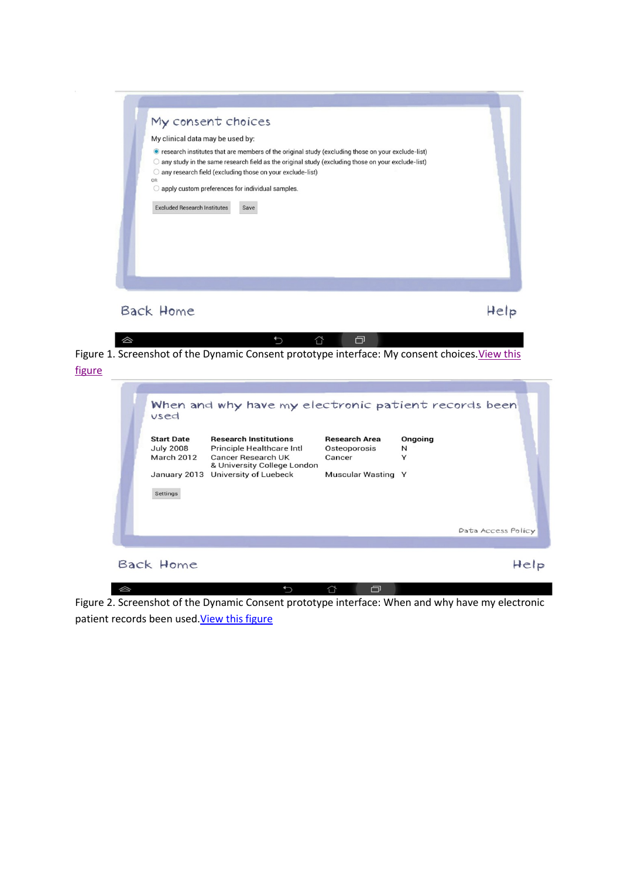My consent choices

My clinical data may be used by:

- research institutes that are members of the original study (excluding those on your exclude-list)
- any study in the same research field as the original study (excluding those on your exclude-list)
- any research field (excluding those on your exclude-list)

OR

- apply custom preferences for individual samples.

Excluded Research Institutes | Save

Back Home | Help

Figure 1. Screenshot of the Dynamic Consent prototype interface: My consent choices. View this figure

When and why have my electronic patient records been used

| Start Date | Research Institutions | Research Area | Ongoing |
|---|---|---|---|
| July 2008 | Principle Healthcare Intl | Osteoporosis | N |
| March 2012 | Cancer Research UK & University College London | Cancer | Y |
| January 2013 | University of Luebeck | Muscular Wasting | Y |

Settings

Data Access Policy

Back Home | Help

Figure 2. Screenshot of the Dynamic Consent prototype interface: When and why have my electronic patient records been used. View this figure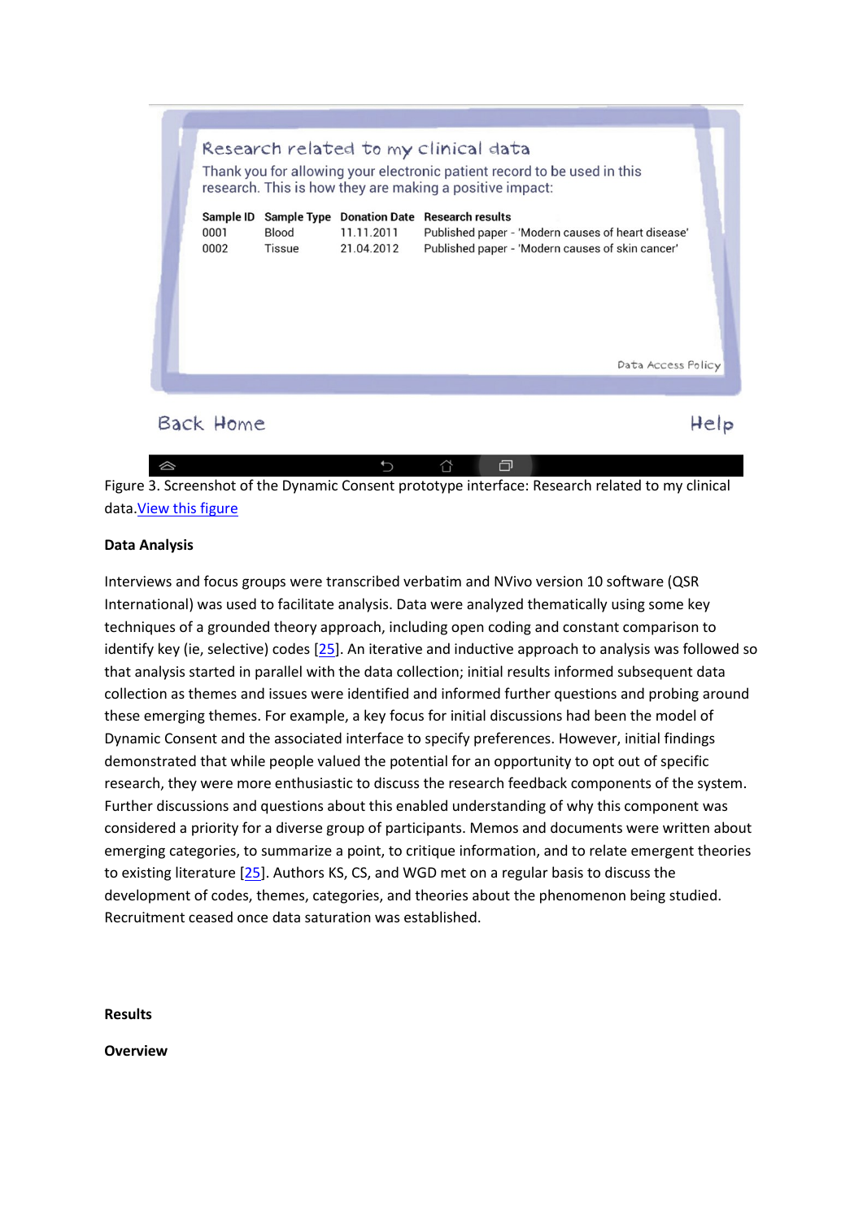Figure 3. Screenshot of the Dynamic Consent prototype interface: Research related to my clinical data.View this figure

**Data Analysis**

Interviews and focus groups were transcribed verbatim and NVivo version 10 software (QSR International) was used to facilitate analysis. Data were analyzed thematically using some key techniques of a grounded theory approach, including open coding and constant comparison to identify key (ie, selective) codes [25]. An iterative and inductive approach to analysis was followed so that analysis started in parallel with the data collection; initial results informed subsequent data collection as themes and issues were identified and informed further questions and probing around these emerging themes. For example, a key focus for initial discussions had been the model of Dynamic Consent and the associated interface to specify preferences. However, initial findings demonstrated that while people valued the potential for an opportunity to opt out of specific research, they were more enthusiastic to discuss the research feedback components of the system. Further discussions and questions about this enabled understanding of why this component was considered a priority for a diverse group of participants. Memos and documents were written about emerging categories, to summarize a point, to critique information, and to relate emergent theories to existing literature [25]. Authors KS, CS, and WGD met on a regular basis to discuss the development of codes, themes, categories, and theories about the phenomenon being studied. Recruitment ceased once data saturation was established.

**Results**

**Overview**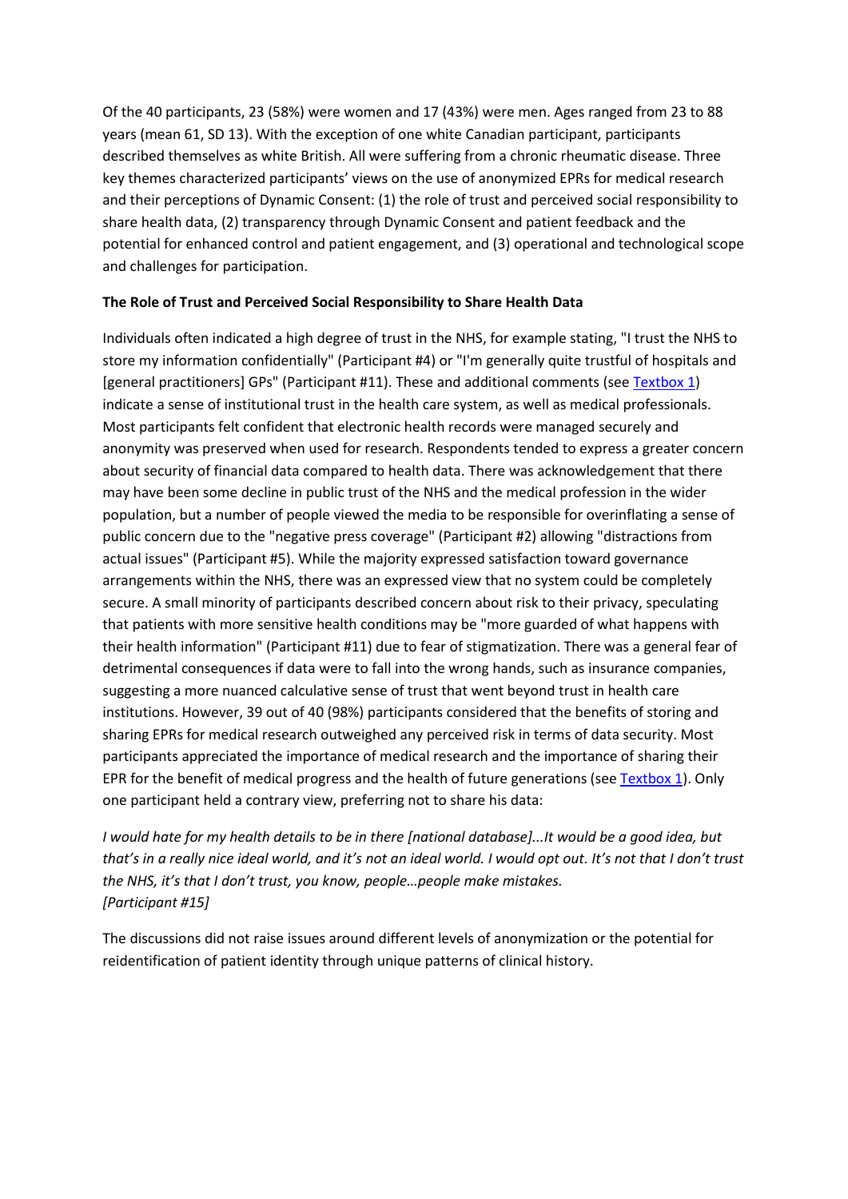Of the 40 participants, 23 (58%) were women and 17 (43%) were men. Ages ranged from 23 to 88 years (mean 61, SD 13). With the exception of one white Canadian participant, participants described themselves as white British. All were suffering from a chronic rheumatic disease. Three key themes characterized participants' views on the use of anonymized EPRs for medical research and their perceptions of Dynamic Consent: (1) the role of trust and perceived social responsibility to share health data, (2) transparency through Dynamic Consent and patient feedback and the potential for enhanced control and patient engagement, and (3) operational and technological scope and challenges for participation.

**The Role of Trust and Perceived Social Responsibility to Share Health Data**

Individuals often indicated a high degree of trust in the NHS, for example stating, "I trust the NHS to store my information confidentially" (Participant #4) or "I'm generally quite trustful of hospitals and [general practitioners] GPs" (Participant #11). These and additional comments (see Textbox 1) indicate a sense of institutional trust in the health care system, as well as medical professionals. Most participants felt confident that electronic health records were managed securely and anonymity was preserved when used for research. Respondents tended to express a greater concern about security of financial data compared to health data. There was acknowledgement that there may have been some decline in public trust of the NHS and the medical profession in the wider population, but a number of people viewed the media to be responsible for overinflating a sense of public concern due to the "negative press coverage" (Participant #2) allowing "distractions from actual issues" (Participant #5). While the majority expressed satisfaction toward governance arrangements within the NHS, there was an expressed view that no system could be completely secure. A small minority of participants described concern about risk to their privacy, speculating that patients with more sensitive health conditions may be "more guarded of what happens with their health information" (Participant #11) due to fear of stigmatization. There was a general fear of detrimental consequences if data were to fall into the wrong hands, such as insurance companies, suggesting a more nuanced calculative sense of trust that went beyond trust in health care institutions. However, 39 out of 40 (98%) participants considered that the benefits of storing and sharing EPRs for medical research outweighed any perceived risk in terms of data security. Most participants appreciated the importance of medical research and the importance of sharing their EPR for the benefit of medical progress and the health of future generations (see Textbox 1). Only one participant held a contrary view, preferring not to share his data:

*I would hate for my health details to be in there [national database]...It would be a good idea, but that's in a really nice ideal world, and it's not an ideal world. I would opt out. It's not that I don't trust the NHS, it's that I don't trust, you know, people…people make mistakes.*
*[Participant #15]*

The discussions did not raise issues around different levels of anonymization or the potential for reidentification of patient identity through unique patterns of clinical history.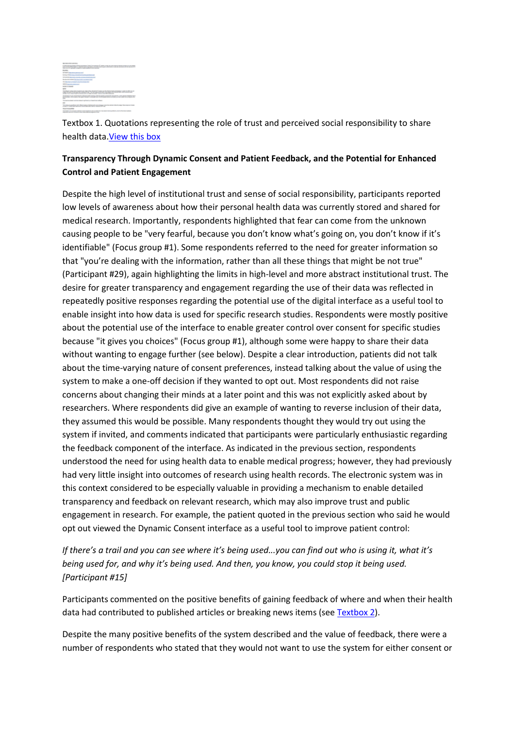Textbox 1. Quotations representing the role of trust and perceived social responsibility to share health data.View this box

**Transparency Through Dynamic Consent and Patient Feedback, and the Potential for Enhanced Control and Patient Engagement**

Despite the high level of institutional trust and sense of social responsibility, participants reported low levels of awareness about how their personal health data was currently stored and shared for medical research. Importantly, respondents highlighted that fear can come from the unknown causing people to be "very fearful, because you don't know what's going on, you don't know if it's identifiable" (Focus group #1). Some respondents referred to the need for greater information so that "you're dealing with the information, rather than all these things that might be not true" (Participant #29), again highlighting the limits in high-level and more abstract institutional trust. The desire for greater transparency and engagement regarding the use of their data was reflected in repeatedly positive responses regarding the potential use of the digital interface as a useful tool to enable insight into how data is used for specific research studies. Respondents were mostly positive about the potential use of the interface to enable greater control over consent for specific studies because "it gives you choices" (Focus group #1), although some were happy to share their data without wanting to engage further (see below). Despite a clear introduction, patients did not talk about the time-varying nature of consent preferences, instead talking about the value of using the system to make a one-off decision if they wanted to opt out. Most respondents did not raise concerns about changing their minds at a later point and this was not explicitly asked about by researchers. Where respondents did give an example of wanting to reverse inclusion of their data, they assumed this would be possible. Many respondents thought they would try out using the system if invited, and comments indicated that participants were particularly enthusiastic regarding the feedback component of the interface. As indicated in the previous section, respondents understood the need for using health data to enable medical progress; however, they had previously had very little insight into outcomes of research using health records. The electronic system was in this context considered to be especially valuable in providing a mechanism to enable detailed transparency and feedback on relevant research, which may also improve trust and public engagement in research. For example, the patient quoted in the previous section who said he would opt out viewed the Dynamic Consent interface as a useful tool to improve patient control:

*If there's a trail and you can see where it's being used...you can find out who is using it, what it's being used for, and why it's being used. And then, you know, you could stop it being used. [Participant #15]*

Participants commented on the positive benefits of gaining feedback of where and when their health data had contributed to published articles or breaking news items (see Textbox 2).

Despite the many positive benefits of the system described and the value of feedback, there were a number of respondents who stated that they would not want to use the system for either consent or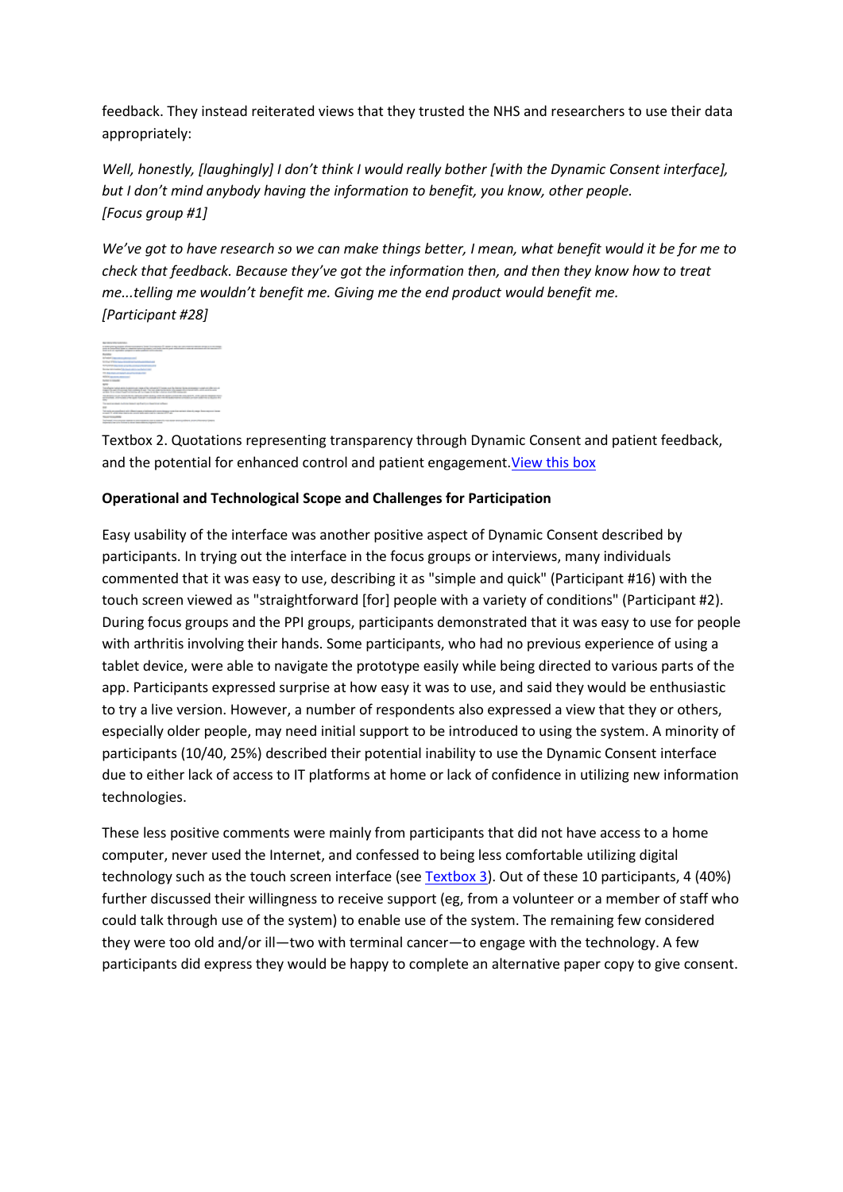feedback. They instead reiterated views that they trusted the NHS and researchers to use their data appropriately:

*Well, honestly, [laughingly] I don't think I would really bother [with the Dynamic Consent interface], but I don't mind anybody having the information to benefit, you know, other people. [Focus group #1]*

*We've got to have research so we can make things better, I mean, what benefit would it be for me to check that feedback. Because they've got the information then, and then they know how to treat me...telling me wouldn't benefit me. Giving me the end product would benefit me. [Participant #28]*

Textbox 2. Quotations representing transparency through Dynamic Consent and patient feedback, and the potential for enhanced control and patient engagement. View this box

**Operational and Technological Scope and Challenges for Participation**

Easy usability of the interface was another positive aspect of Dynamic Consent described by participants. In trying out the interface in the focus groups or interviews, many individuals commented that it was easy to use, describing it as "simple and quick" (Participant #16) with the touch screen viewed as "straightforward [for] people with a variety of conditions" (Participant #2). During focus groups and the PPI groups, participants demonstrated that it was easy to use for people with arthritis involving their hands. Some participants, who had no previous experience of using a tablet device, were able to navigate the prototype easily while being directed to various parts of the app. Participants expressed surprise at how easy it was to use, and said they would be enthusiastic to try a live version. However, a number of respondents also expressed a view that they or others, especially older people, may need initial support to be introduced to using the system. A minority of participants (10/40, 25%) described their potential inability to use the Dynamic Consent interface due to either lack of access to IT platforms at home or lack of confidence in utilizing new information technologies.

These less positive comments were mainly from participants that did not have access to a home computer, never used the Internet, and confessed to being less comfortable utilizing digital technology such as the touch screen interface (see Textbox 3). Out of these 10 participants, 4 (40%) further discussed their willingness to receive support (eg, from a volunteer or a member of staff who could talk through use of the system) to enable use of the system. The remaining few considered they were too old and/or ill—two with terminal cancer—to engage with the technology. A few participants did express they would be happy to complete an alternative paper copy to give consent.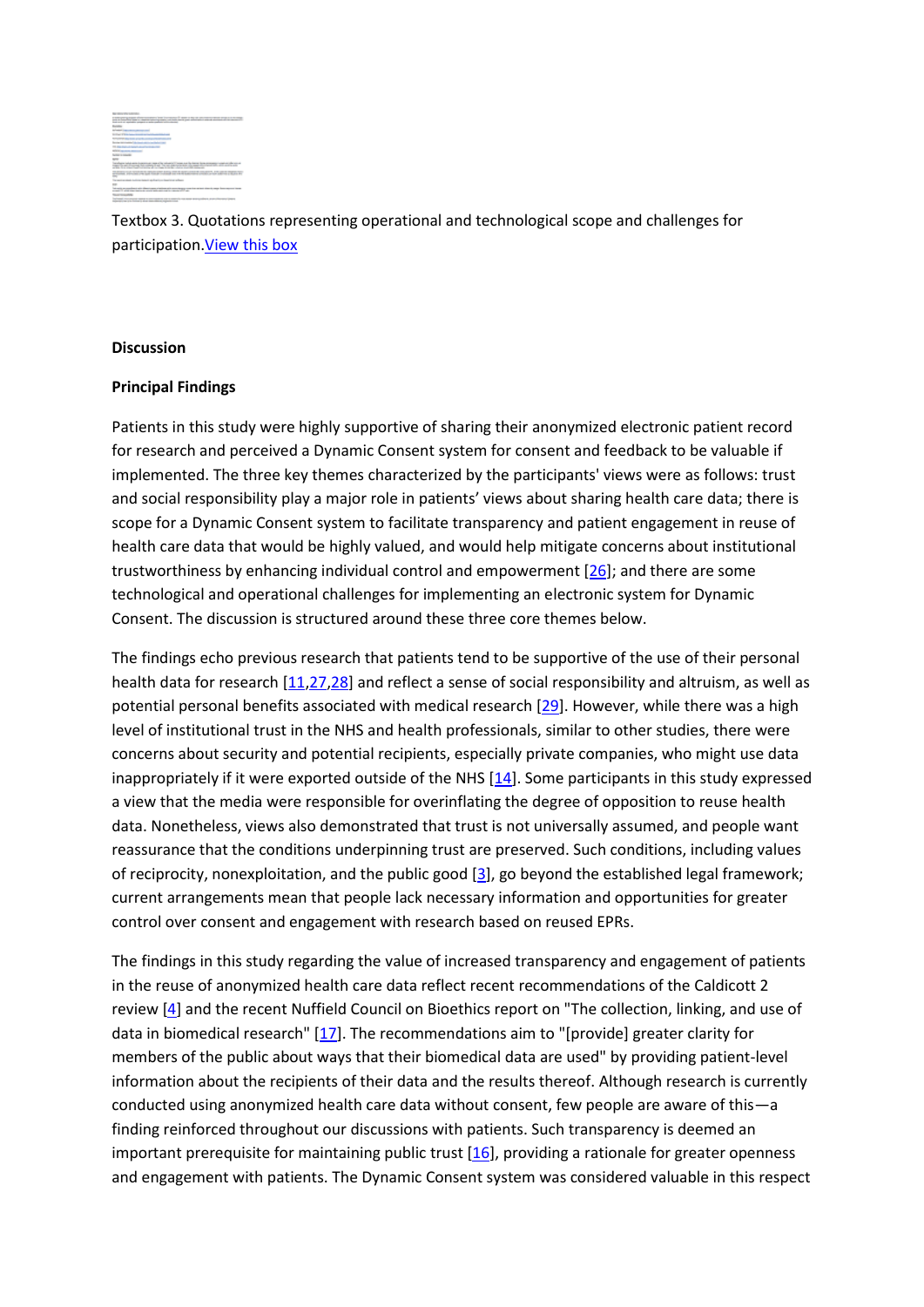Textbox 3. Quotations representing operational and technological scope and challenges for participation. View this box

## Discussion

### Principal Findings

Patients in this study were highly supportive of sharing their anonymized electronic patient record for research and perceived a Dynamic Consent system for consent and feedback to be valuable if implemented. The three key themes characterized by the participants' views were as follows: trust and social responsibility play a major role in patients' views about sharing health care data; there is scope for a Dynamic Consent system to facilitate transparency and patient engagement in reuse of health care data that would be highly valued, and would help mitigate concerns about institutional trustworthiness by enhancing individual control and empowerment [26]; and there are some technological and operational challenges for implementing an electronic system for Dynamic Consent. The discussion is structured around these three core themes below.

The findings echo previous research that patients tend to be supportive of the use of their personal health data for research [11,27,28] and reflect a sense of social responsibility and altruism, as well as potential personal benefits associated with medical research [29]. However, while there was a high level of institutional trust in the NHS and health professionals, similar to other studies, there were concerns about security and potential recipients, especially private companies, who might use data inappropriately if it were exported outside of the NHS [14]. Some participants in this study expressed a view that the media were responsible for overinflating the degree of opposition to reuse health data. Nonetheless, views also demonstrated that trust is not universally assumed, and people want reassurance that the conditions underpinning trust are preserved. Such conditions, including values of reciprocity, nonexploitation, and the public good [3], go beyond the established legal framework; current arrangements mean that people lack necessary information and opportunities for greater control over consent and engagement with research based on reused EPRs.

The findings in this study regarding the value of increased transparency and engagement of patients in the reuse of anonymized health care data reflect recent recommendations of the Caldicott 2 review [4] and the recent Nuffield Council on Bioethics report on "The collection, linking, and use of data in biomedical research" [17]. The recommendations aim to "[provide] greater clarity for members of the public about ways that their biomedical data are used" by providing patient-level information about the recipients of their data and the results thereof. Although research is currently conducted using anonymized health care data without consent, few people are aware of this—a finding reinforced throughout our discussions with patients. Such transparency is deemed an important prerequisite for maintaining public trust [16], providing a rationale for greater openness and engagement with patients. The Dynamic Consent system was considered valuable in this respect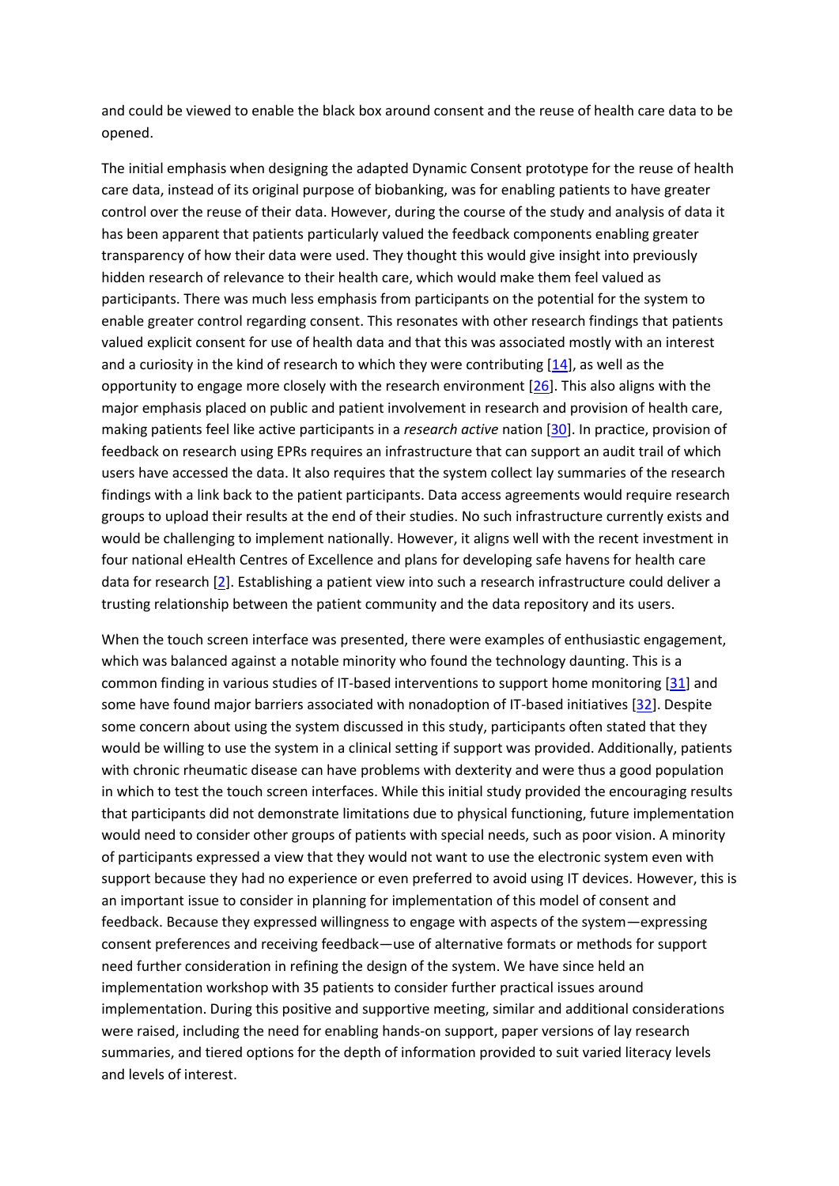and could be viewed to enable the black box around consent and the reuse of health care data to be opened.

The initial emphasis when designing the adapted Dynamic Consent prototype for the reuse of health care data, instead of its original purpose of biobanking, was for enabling patients to have greater control over the reuse of their data. However, during the course of the study and analysis of data it has been apparent that patients particularly valued the feedback components enabling greater transparency of how their data were used. They thought this would give insight into previously hidden research of relevance to their health care, which would make them feel valued as participants. There was much less emphasis from participants on the potential for the system to enable greater control regarding consent. This resonates with other research findings that patients valued explicit consent for use of health data and that this was associated mostly with an interest and a curiosity in the kind of research to which they were contributing [14], as well as the opportunity to engage more closely with the research environment [26]. This also aligns with the major emphasis placed on public and patient involvement in research and provision of health care, making patients feel like active participants in a *research active* nation [30]. In practice, provision of feedback on research using EPRs requires an infrastructure that can support an audit trail of which users have accessed the data. It also requires that the system collect lay summaries of the research findings with a link back to the patient participants. Data access agreements would require research groups to upload their results at the end of their studies. No such infrastructure currently exists and would be challenging to implement nationally. However, it aligns well with the recent investment in four national eHealth Centres of Excellence and plans for developing safe havens for health care data for research [2]. Establishing a patient view into such a research infrastructure could deliver a trusting relationship between the patient community and the data repository and its users.

When the touch screen interface was presented, there were examples of enthusiastic engagement, which was balanced against a notable minority who found the technology daunting. This is a common finding in various studies of IT-based interventions to support home monitoring [31] and some have found major barriers associated with nonadoption of IT-based initiatives [32]. Despite some concern about using the system discussed in this study, participants often stated that they would be willing to use the system in a clinical setting if support was provided. Additionally, patients with chronic rheumatic disease can have problems with dexterity and were thus a good population in which to test the touch screen interfaces. While this initial study provided the encouraging results that participants did not demonstrate limitations due to physical functioning, future implementation would need to consider other groups of patients with special needs, such as poor vision. A minority of participants expressed a view that they would not want to use the electronic system even with support because they had no experience or even preferred to avoid using IT devices. However, this is an important issue to consider in planning for implementation of this model of consent and feedback. Because they expressed willingness to engage with aspects of the system—expressing consent preferences and receiving feedback—use of alternative formats or methods for support need further consideration in refining the design of the system. We have since held an implementation workshop with 35 patients to consider further practical issues around implementation. During this positive and supportive meeting, similar and additional considerations were raised, including the need for enabling hands-on support, paper versions of lay research summaries, and tiered options for the depth of information provided to suit varied literacy levels and levels of interest.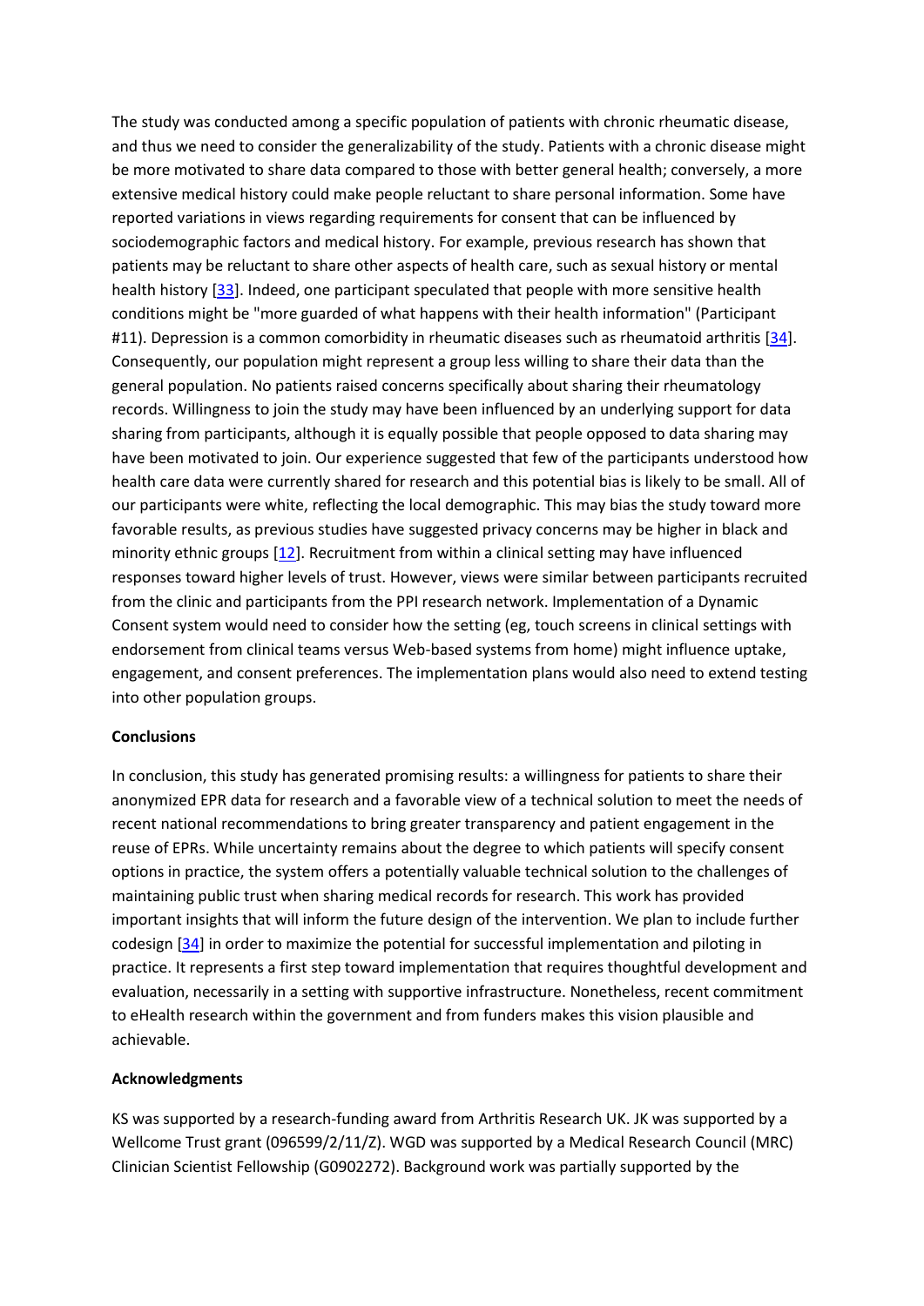The study was conducted among a specific population of patients with chronic rheumatic disease, and thus we need to consider the generalizability of the study. Patients with a chronic disease might be more motivated to share data compared to those with better general health; conversely, a more extensive medical history could make people reluctant to share personal information. Some have reported variations in views regarding requirements for consent that can be influenced by sociodemographic factors and medical history. For example, previous research has shown that patients may be reluctant to share other aspects of health care, such as sexual history or mental health history [33]. Indeed, one participant speculated that people with more sensitive health conditions might be "more guarded of what happens with their health information" (Participant #11). Depression is a common comorbidity in rheumatic diseases such as rheumatoid arthritis [34]. Consequently, our population might represent a group less willing to share their data than the general population. No patients raised concerns specifically about sharing their rheumatology records. Willingness to join the study may have been influenced by an underlying support for data sharing from participants, although it is equally possible that people opposed to data sharing may have been motivated to join. Our experience suggested that few of the participants understood how health care data were currently shared for research and this potential bias is likely to be small. All of our participants were white, reflecting the local demographic. This may bias the study toward more favorable results, as previous studies have suggested privacy concerns may be higher in black and minority ethnic groups [12]. Recruitment from within a clinical setting may have influenced responses toward higher levels of trust. However, views were similar between participants recruited from the clinic and participants from the PPI research network. Implementation of a Dynamic Consent system would need to consider how the setting (eg, touch screens in clinical settings with endorsement from clinical teams versus Web-based systems from home) might influence uptake, engagement, and consent preferences. The implementation plans would also need to extend testing into other population groups.

**Conclusions**

In conclusion, this study has generated promising results: a willingness for patients to share their anonymized EPR data for research and a favorable view of a technical solution to meet the needs of recent national recommendations to bring greater transparency and patient engagement in the reuse of EPRs. While uncertainty remains about the degree to which patients will specify consent options in practice, the system offers a potentially valuable technical solution to the challenges of maintaining public trust when sharing medical records for research. This work has provided important insights that will inform the future design of the intervention. We plan to include further codesign [34] in order to maximize the potential for successful implementation and piloting in practice. It represents a first step toward implementation that requires thoughtful development and evaluation, necessarily in a setting with supportive infrastructure. Nonetheless, recent commitment to eHealth research within the government and from funders makes this vision plausible and achievable.

**Acknowledgments**

KS was supported by a research-funding award from Arthritis Research UK. JK was supported by a Wellcome Trust grant (096599/2/11/Z). WGD was supported by a Medical Research Council (MRC) Clinician Scientist Fellowship (G0902272). Background work was partially supported by the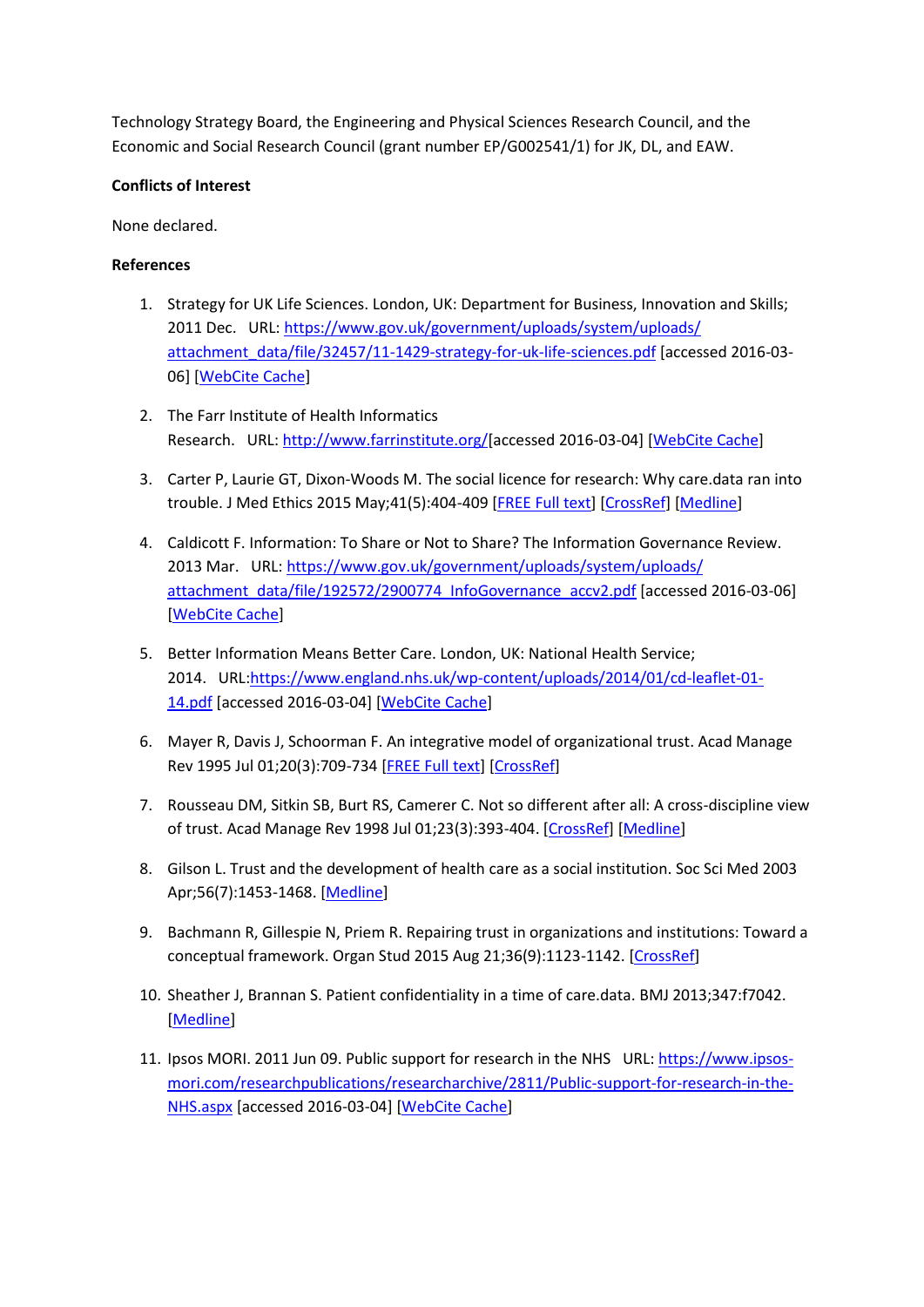Technology Strategy Board, the Engineering and Physical Sciences Research Council, and the Economic and Social Research Council (grant number EP/G002541/1) for JK, DL, and EAW.

**Conflicts of Interest**

None declared.

**References**

1. Strategy for UK Life Sciences. London, UK: Department for Business, Innovation and Skills; 2011 Dec. URL: https://www.gov.uk/government/uploads/system/uploads/attachment_data/file/32457/11-1429-strategy-for-uk-life-sciences.pdf [accessed 2016-03-06] [WebCite Cache]

2. The Farr Institute of Health Informatics Research. URL: http://www.farrinstitute.org/[accessed 2016-03-04] [WebCite Cache]

3. Carter P, Laurie GT, Dixon-Woods M. The social licence for research: Why care.data ran into trouble. J Med Ethics 2015 May;41(5):404-409 [FREE Full text] [CrossRef] [Medline]

4. Caldicott F. Information: To Share or Not to Share? The Information Governance Review. 2013 Mar. URL: https://www.gov.uk/government/uploads/system/uploads/attachment_data/file/192572/2900774_InfoGovernance_accv2.pdf [accessed 2016-03-06] [WebCite Cache]

5. Better Information Means Better Care. London, UK: National Health Service; 2014. URL:https://www.england.nhs.uk/wp-content/uploads/2014/01/cd-leaflet-01-14.pdf [accessed 2016-03-04] [WebCite Cache]

6. Mayer R, Davis J, Schoorman F. An integrative model of organizational trust. Acad Manage Rev 1995 Jul 01;20(3):709-734 [FREE Full text] [CrossRef]

7. Rousseau DM, Sitkin SB, Burt RS, Camerer C. Not so different after all: A cross-discipline view of trust. Acad Manage Rev 1998 Jul 01;23(3):393-404. [CrossRef] [Medline]

8. Gilson L. Trust and the development of health care as a social institution. Soc Sci Med 2003 Apr;56(7):1453-1468. [Medline]

9. Bachmann R, Gillespie N, Priem R. Repairing trust in organizations and institutions: Toward a conceptual framework. Organ Stud 2015 Aug 21;36(9):1123-1142. [CrossRef]

10. Sheather J, Brannan S. Patient confidentiality in a time of care.data. BMJ 2013;347:f7042. [Medline]

11. Ipsos MORI. 2011 Jun 09. Public support for research in the NHS URL: https://www.ipsos-mori.com/researchpublications/researcharchive/2811/Public-support-for-research-in-the-NHS.aspx [accessed 2016-03-04] [WebCite Cache]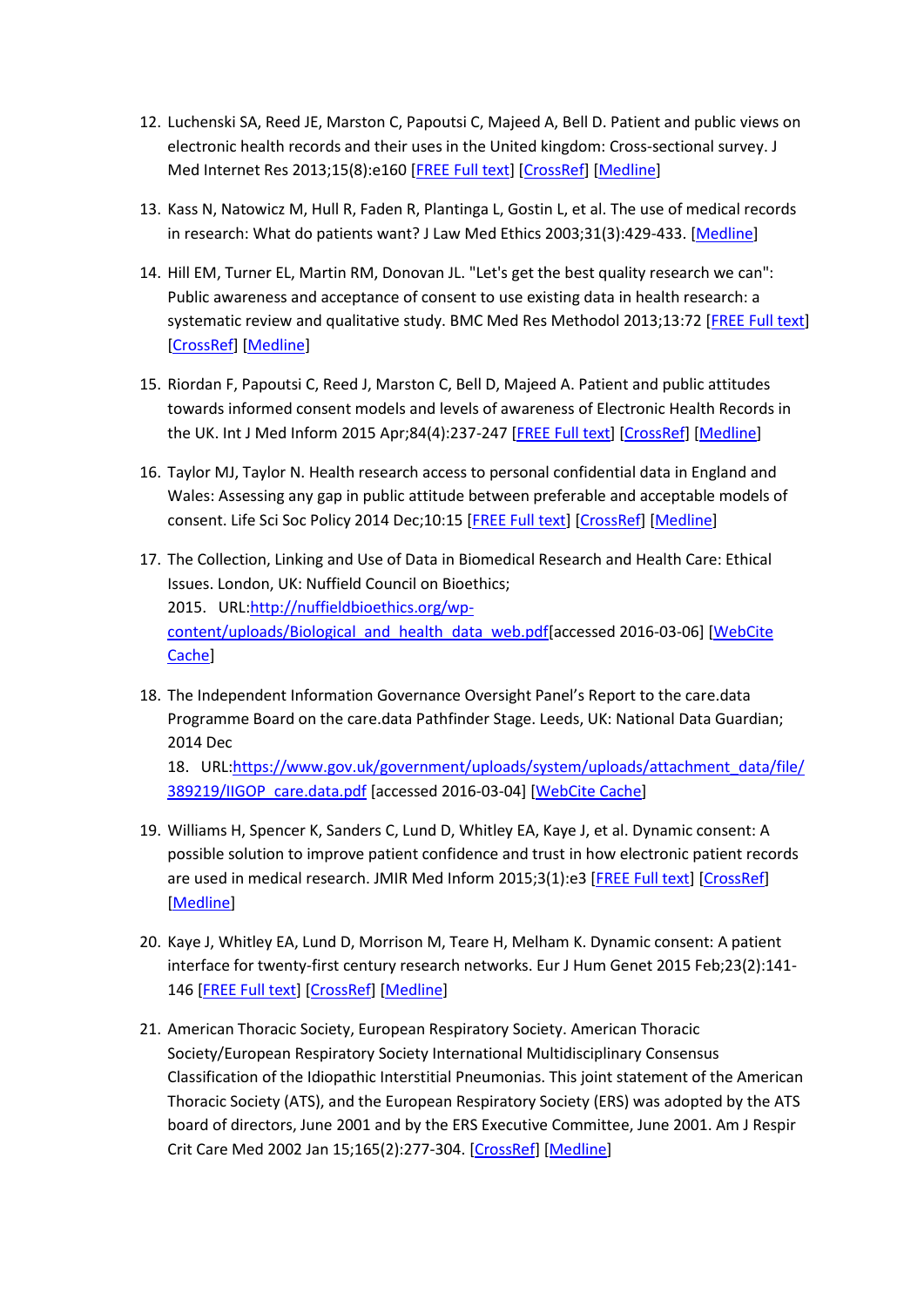12. Luchenski SA, Reed JE, Marston C, Papoutsi C, Majeed A, Bell D. Patient and public views on electronic health records and their uses in the United kingdom: Cross-sectional survey. J Med Internet Res 2013;15(8):e160 [FREE Full text] [CrossRef] [Medline]

13. Kass N, Natowicz M, Hull R, Faden R, Plantinga L, Gostin L, et al. The use of medical records in research: What do patients want? J Law Med Ethics 2003;31(3):429-433. [Medline]

14. Hill EM, Turner EL, Martin RM, Donovan JL. "Let's get the best quality research we can": Public awareness and acceptance of consent to use existing data in health research: a systematic review and qualitative study. BMC Med Res Methodol 2013;13:72 [FREE Full text] [CrossRef] [Medline]

15. Riordan F, Papoutsi C, Reed J, Marston C, Bell D, Majeed A. Patient and public attitudes towards informed consent models and levels of awareness of Electronic Health Records in the UK. Int J Med Inform 2015 Apr;84(4):237-247 [FREE Full text] [CrossRef] [Medline]

16. Taylor MJ, Taylor N. Health research access to personal confidential data in England and Wales: Assessing any gap in public attitude between preferable and acceptable models of consent. Life Sci Soc Policy 2014 Dec;10:15 [FREE Full text] [CrossRef] [Medline]

17. The Collection, Linking and Use of Data in Biomedical Research and Health Care: Ethical Issues. London, UK: Nuffield Council on Bioethics; 2015. URL:http://nuffieldbioethics.org/wp-content/uploads/Biological_and_health_data_web.pdf[accessed 2016-03-06] [WebCite Cache]

18. The Independent Information Governance Oversight Panel's Report to the care.data Programme Board on the care.data Pathfinder Stage. Leeds, UK: National Data Guardian; 2014 Dec 18. URL:https://www.gov.uk/government/uploads/system/uploads/attachment_data/file/389219/IIGOP_care.data.pdf [accessed 2016-03-04] [WebCite Cache]

19. Williams H, Spencer K, Sanders C, Lund D, Whitley EA, Kaye J, et al. Dynamic consent: A possible solution to improve patient confidence and trust in how electronic patient records are used in medical research. JMIR Med Inform 2015;3(1):e3 [FREE Full text] [CrossRef] [Medline]

20. Kaye J, Whitley EA, Lund D, Morrison M, Teare H, Melham K. Dynamic consent: A patient interface for twenty-first century research networks. Eur J Hum Genet 2015 Feb;23(2):141-146 [FREE Full text] [CrossRef] [Medline]

21. American Thoracic Society, European Respiratory Society. American Thoracic Society/European Respiratory Society International Multidisciplinary Consensus Classification of the Idiopathic Interstitial Pneumonias. This joint statement of the American Thoracic Society (ATS), and the European Respiratory Society (ERS) was adopted by the ATS board of directors, June 2001 and by the ERS Executive Committee, June 2001. Am J Respir Crit Care Med 2002 Jan 15;165(2):277-304. [CrossRef] [Medline]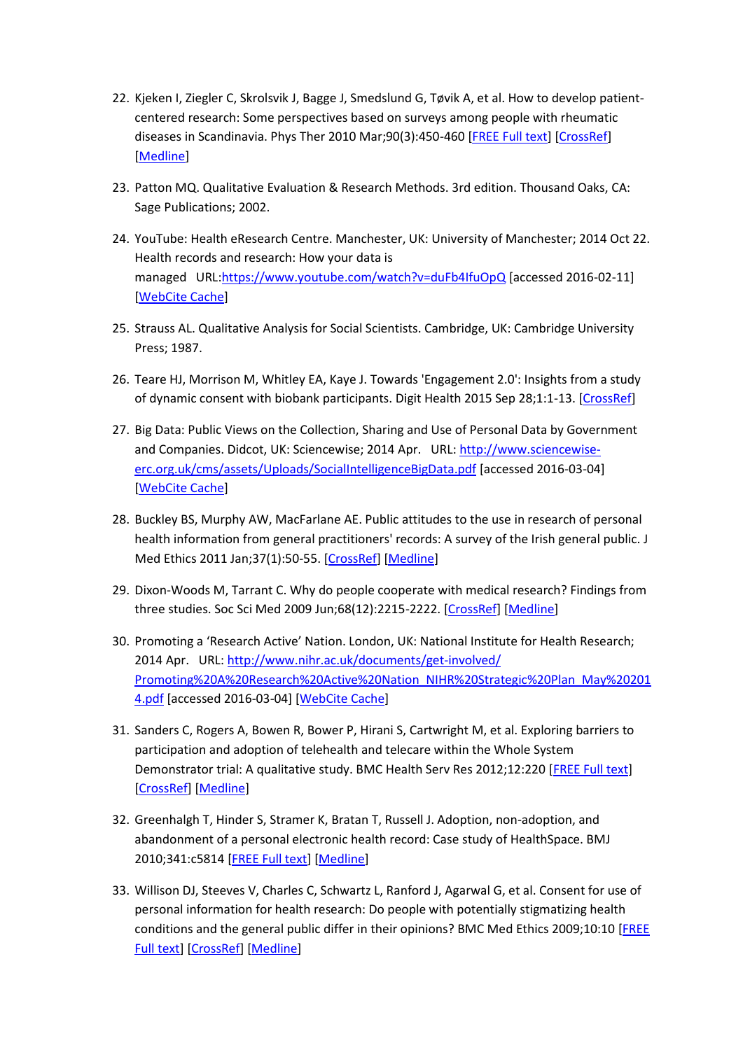22. Kjeken I, Ziegler C, Skrolsvik J, Bagge J, Smedslund G, Tøvik A, et al. How to develop patient-centered research: Some perspectives based on surveys among people with rheumatic diseases in Scandinavia. Phys Ther 2010 Mar;90(3):450-460 [FREE Full text] [CrossRef] [Medline]

23. Patton MQ. Qualitative Evaluation & Research Methods. 3rd edition. Thousand Oaks, CA: Sage Publications; 2002.

24. YouTube: Health eResearch Centre. Manchester, UK: University of Manchester; 2014 Oct 22. Health records and research: How your data is managed URL:https://www.youtube.com/watch?v=duFb4IfuOpQ [accessed 2016-02-11] [WebCite Cache]

25. Strauss AL. Qualitative Analysis for Social Scientists. Cambridge, UK: Cambridge University Press; 1987.

26. Teare HJ, Morrison M, Whitley EA, Kaye J. Towards 'Engagement 2.0': Insights from a study of dynamic consent with biobank participants. Digit Health 2015 Sep 28;1:1-13. [CrossRef]

27. Big Data: Public Views on the Collection, Sharing and Use of Personal Data by Government and Companies. Didcot, UK: Sciencewise; 2014 Apr. URL: http://www.sciencewise-erc.org.uk/cms/assets/Uploads/SocialIntelligenceBigData.pdf [accessed 2016-03-04] [WebCite Cache]

28. Buckley BS, Murphy AW, MacFarlane AE. Public attitudes to the use in research of personal health information from general practitioners' records: A survey of the Irish general public. J Med Ethics 2011 Jan;37(1):50-55. [CrossRef] [Medline]

29. Dixon-Woods M, Tarrant C. Why do people cooperate with medical research? Findings from three studies. Soc Sci Med 2009 Jun;68(12):2215-2222. [CrossRef] [Medline]

30. Promoting a 'Research Active' Nation. London, UK: National Institute for Health Research; 2014 Apr. URL: http://www.nihr.ac.uk/documents/get-involved/Promoting%20A%20Research%20Active%20Nation_NIHR%20Strategic%20Plan_May%202014.pdf [accessed 2016-03-04] [WebCite Cache]

31. Sanders C, Rogers A, Bowen R, Bower P, Hirani S, Cartwright M, et al. Exploring barriers to participation and adoption of telehealth and telecare within the Whole System Demonstrator trial: A qualitative study. BMC Health Serv Res 2012;12:220 [FREE Full text] [CrossRef] [Medline]

32. Greenhalgh T, Hinder S, Stramer K, Bratan T, Russell J. Adoption, non-adoption, and abandonment of a personal electronic health record: Case study of HealthSpace. BMJ 2010;341:c5814 [FREE Full text] [Medline]

33. Willison DJ, Steeves V, Charles C, Schwartz L, Ranford J, Agarwal G, et al. Consent for use of personal information for health research: Do people with potentially stigmatizing health conditions and the general public differ in their opinions? BMC Med Ethics 2009;10:10 [FREE Full text] [CrossRef] [Medline]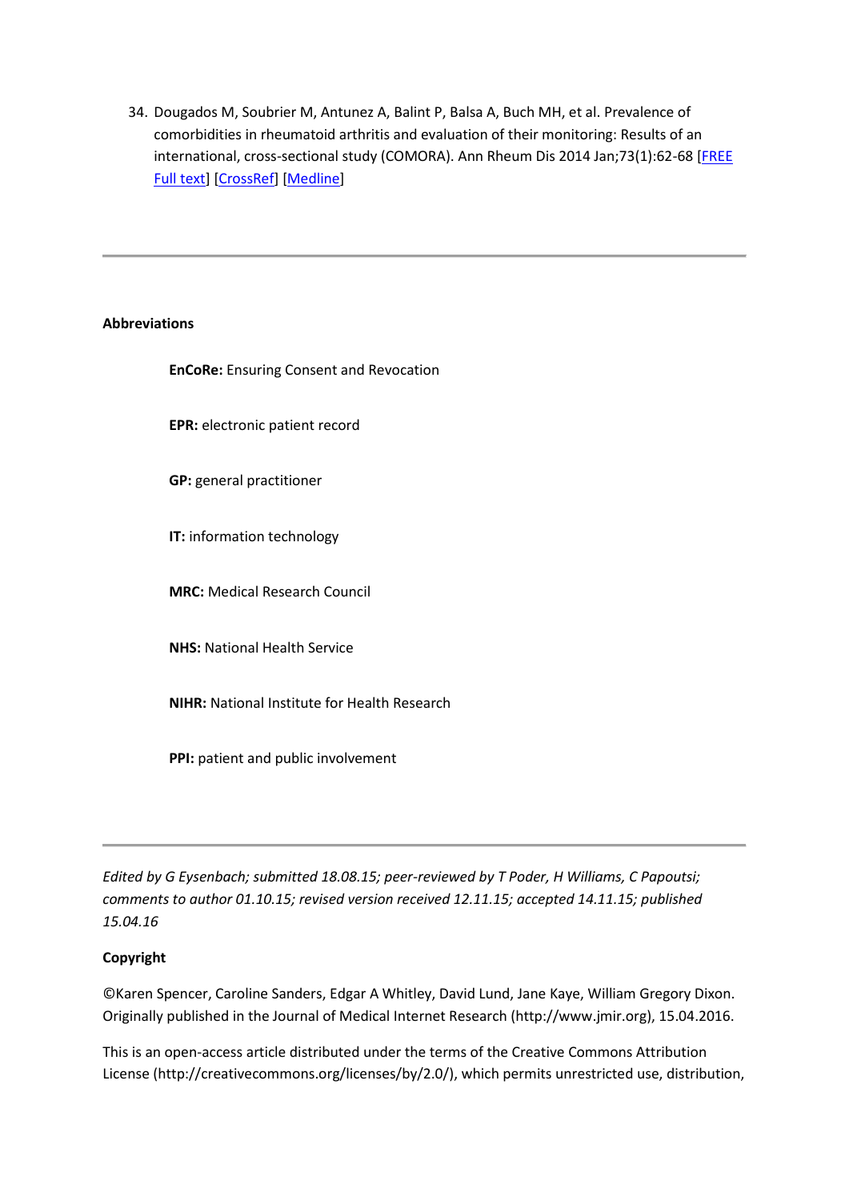34. Dougados M, Soubrier M, Antunez A, Balint P, Balsa A, Buch MH, et al. Prevalence of comorbidities in rheumatoid arthritis and evaluation of their monitoring: Results of an international, cross-sectional study (COMORA). Ann Rheum Dis 2014 Jan;73(1):62-68 [FREE Full text] [CrossRef] [Medline]

---

**Abbreviations**

**EnCoRe:** Ensuring Consent and Revocation

**EPR:** electronic patient record

**GP:** general practitioner

**IT:** information technology

**MRC:** Medical Research Council

**NHS:** National Health Service

**NIHR:** National Institute for Health Research

**PPI:** patient and public involvement

---

*Edited by G Eysenbach; submitted 18.08.15; peer-reviewed by T Poder, H Williams, C Papoutsi; comments to author 01.10.15; revised version received 12.11.15; accepted 14.11.15; published 15.04.16*

**Copyright**

©Karen Spencer, Caroline Sanders, Edgar A Whitley, David Lund, Jane Kaye, William Gregory Dixon. Originally published in the Journal of Medical Internet Research (http://www.jmir.org), 15.04.2016.

This is an open-access article distributed under the terms of the Creative Commons Attribution License (http://creativecommons.org/licenses/by/2.0/), which permits unrestricted use, distribution,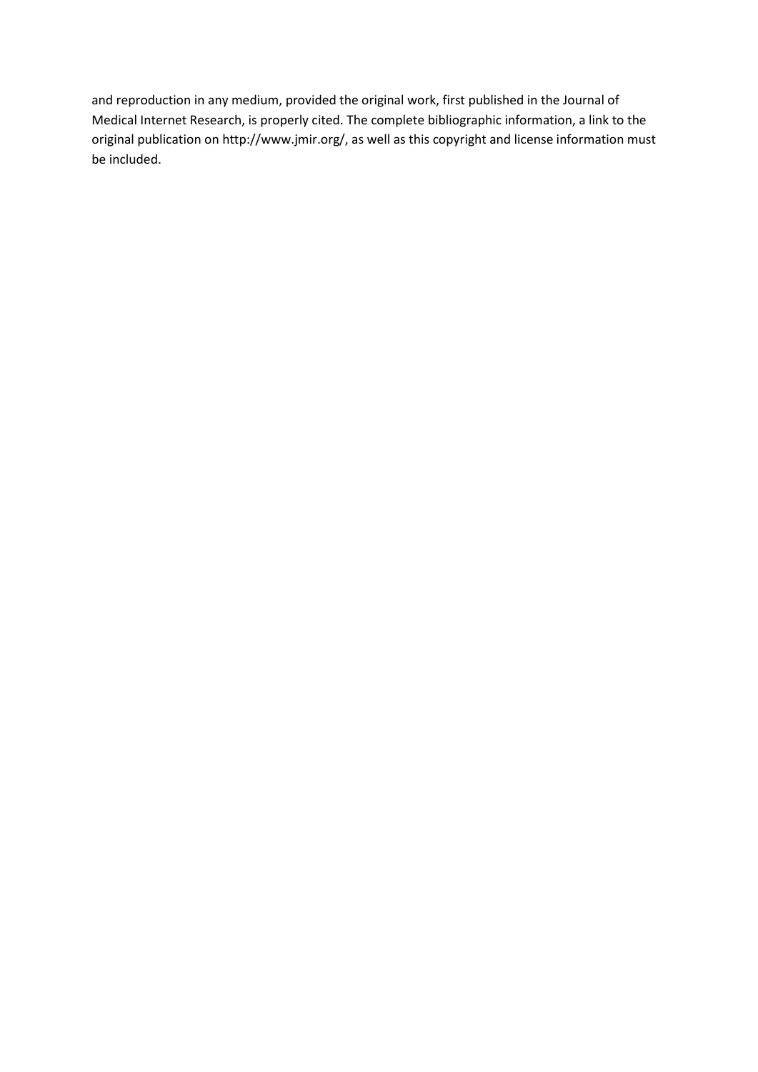and reproduction in any medium, provided the original work, first published in the Journal of Medical Internet Research, is properly cited. The complete bibliographic information, a link to the original publication on http://www.jmir.org/, as well as this copyright and license information must be included.